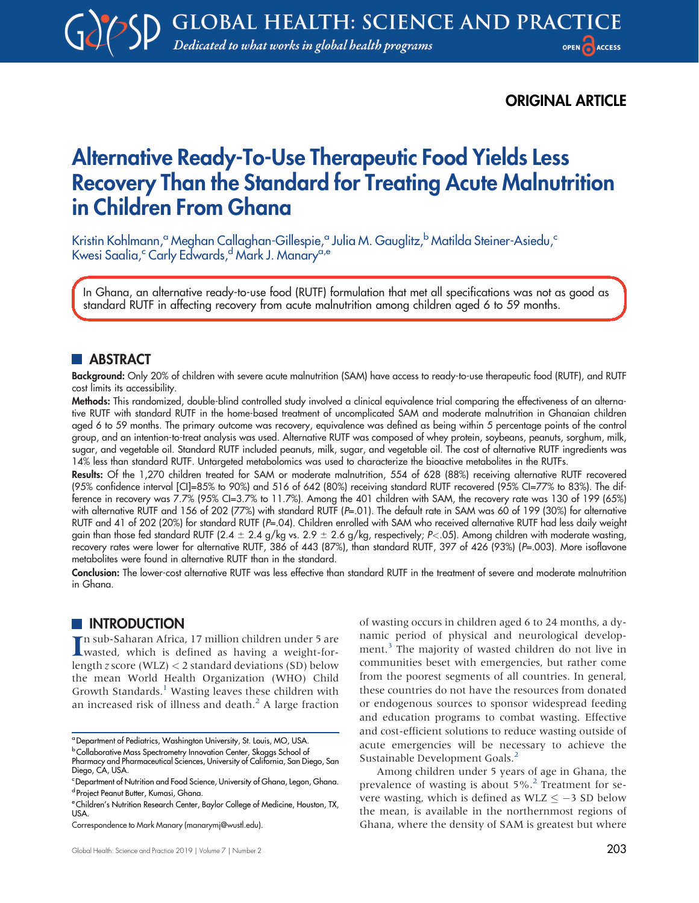ORIGINAL ARTICLE

# Alternative Ready-To-Use Therapeutic Food Yields Less Recovery Than the Standard for Treating Acute Malnutrition in Children From Ghana

Kristin Kohlmann,[a] Meghan Callaghan-Gillespie,[a] Julia M. Gauglitz,[b] Matilda Steiner-Asiedu,[c] Kwesi Saalia,[c] Carly Edwards,[d] Mark J. Manary[a,e]

In Ghana, an alternative ready-to-use food (RUTF) formulation that met all specifications was not as good as standard RUTF in affecting recovery from acute malnutrition among children aged 6 to 59 months.

## ABSTRACT

**Background:** Only 20% of children with severe acute malnutrition (SAM) have access to ready-to-use therapeutic food (RUTF), and RUTF cost limits its accessibility.

**Methods:** This randomized, double-blind controlled study involved a clinical equivalence trial comparing the effectiveness of an alternative RUTF with standard RUTF in the home-based treatment of uncomplicated SAM and moderate malnutrition in Ghanaian children aged 6 to 59 months. The primary outcome was recovery, equivalence was defined as being within 5 percentage points of the control group, and an intention-to-treat analysis was used. Alternative RUTF was composed of whey protein, soybeans, peanuts, sorghum, milk, sugar, and vegetable oil. Standard RUTF included peanuts, milk, sugar, and vegetable oil. The cost of alternative RUTF ingredients was 14% less than standard RUTF. Untargeted metabolomics was used to characterize the bioactive metabolites in the RUTFs.

**Results:** Of the 1,270 children treated for SAM or moderate malnutrition, 554 of 628 (88%) receiving alternative RUTF recovered (95% confidence interval [CI]=85% to 90%) and 516 of 642 (80%) receiving standard RUTF recovered (95% CI=77% to 83%). The difference in recovery was 7.7% (95% CI=3.7% to 11.7%). Among the 401 children with SAM, the recovery rate was 130 of 199 (65%) with alternative RUTF and 156 of 202 (77%) with standard RUTF ($P$=.01). The default rate in SAM was 60 of 199 (30%) for alternative RUTF and 41 of 202 (20%) for standard RUTF ($P$=.04). Children enrolled with SAM who received alternative RUTF had less daily weight gain than those fed standard RUTF (2.4 $\pm$ 2.4 g/kg vs. 2.9 $\pm$ 2.6 g/kg, respectively; $P$<.05). Among children with moderate wasting, recovery rates were lower for alternative RUTF, 386 of 443 (87%), than standard RUTF, 397 of 426 (93%) ($P$=.003). More isoflavone metabolites were found in alternative RUTF than in the standard.

**Conclusion:** The lower-cost alternative RUTF was less effective than standard RUTF in the treatment of severe and moderate malnutrition in Ghana.

## INTRODUCTION

In sub-Saharan Africa, 17 million children under 5 are wasted, which is defined as having a weight-for-length $z$ score (WLZ) < 2 standard deviations (SD) below the mean World Health Organization (WHO) Child Growth Standards.[1] Wasting leaves these children with an increased risk of illness and death.[2] A large fraction of wasting occurs in children aged 6 to 24 months, a dynamic period of physical and neurological development.[3] The majority of wasted children do not live in communities beset with emergencies, but rather come from the poorest segments of all countries. In general, these countries do not have the resources from donated or endogenous sources to sponsor widespread feeding and education programs to combat wasting. Effective and cost-efficient solutions to reduce wasting outside of acute emergencies will be necessary to achieve the Sustainable Development Goals.[2]

Among children under 5 years of age in Ghana, the prevalence of wasting is about 5%.[2] Treatment for severe wasting, which is defined as WLZ $\leq -3$ SD below the mean, is available in the northernmost regions of Ghana, where the density of SAM is greatest but where

[a] Department of Pediatrics, Washington University, St. Louis, MO, USA.
[b] Collaborative Mass Spectrometry Innovation Center, Skaggs School of Pharmacy and Pharmaceutical Sciences, University of California, San Diego, San Diego, CA, USA.
[c] Department of Nutrition and Food Science, University of Ghana, Legon, Ghana.
[d] Project Peanut Butter, Kumasi, Ghana.
[e] Children's Nutrition Research Center, Baylor College of Medicine, Houston, TX, USA.

Correspondence to Mark Manary (manarymj@wustl.edu).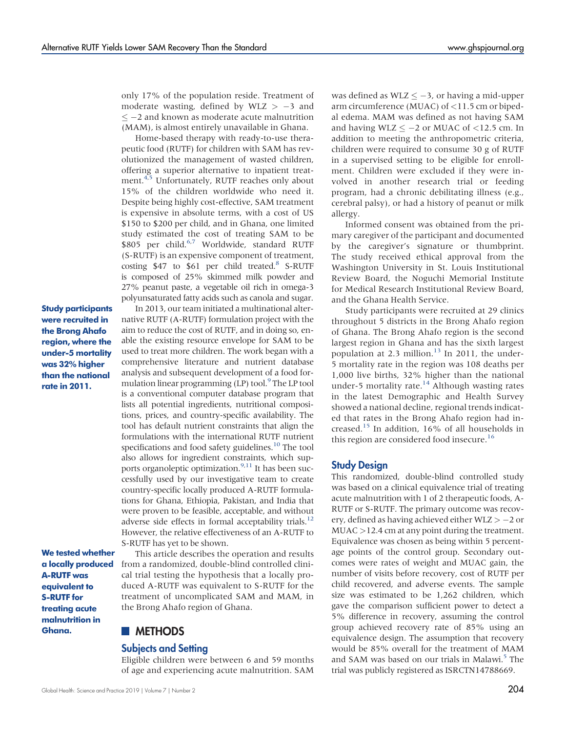only 17% of the population reside. Treatment of moderate wasting, defined by WLZ $> -3$ and $\leq -2$ and known as moderate acute malnutrition (MAM), is almost entirely unavailable in Ghana.

Home-based therapy with ready-to-use therapeutic food (RUTF) for children with SAM has revolutionized the management of wasted children, offering a superior alternative to inpatient treatment.[4,5] Unfortunately, RUTF reaches only about 15% of the children worldwide who need it. Despite being highly cost-effective, SAM treatment is expensive in absolute terms, with a cost of US \$150 to \$200 per child, and in Ghana, one limited study estimated the cost of treating SAM to be \$805 per child.[6,7] Worldwide, standard RUTF (S-RUTF) is an expensive component of treatment, costing \$47 to \$61 per child treated.[8] S-RUTF is composed of 25% skimmed milk powder and 27% peanut paste, a vegetable oil rich in omega-3 polyunsaturated fatty acids such as canola and sugar.

**Study participants were recruited in the Brong Ahafo region, where the under-5 mortality was 32% higher than the national rate in 2011.**

In 2013, our team initiated a multinational alternative RUTF (A-RUTF) formulation project with the aim to reduce the cost of RUTF, and in doing so, enable the existing resource envelope for SAM to be used to treat more children. The work began with a comprehensive literature and nutrient database analysis and subsequent development of a food formulation linear programming (LP) tool.[9] The LP tool is a conventional computer database program that lists all potential ingredients, nutritional compositions, prices, and country-specific availability. The tool has default nutrient constraints that align the formulations with the international RUTF nutrient specifications and food safety guidelines.[10] The tool also allows for ingredient constraints, which supports organoleptic optimization.[9,11] It has been successfully used by our investigative team to create country-specific locally produced A-RUTF formulations for Ghana, Ethiopia, Pakistan, and India that were proven to be feasible, acceptable, and without adverse side effects in formal acceptability trials.[12] However, the relative effectiveness of an A-RUTF to S-RUTF has yet to be shown.

**We tested whether a locally produced A-RUTF was equivalent to S-RUTF for treating acute malnutrition in Ghana.**

This article describes the operation and results from a randomized, double-blind controlled clinical trial testing the hypothesis that a locally produced A-RUTF was equivalent to S-RUTF for the treatment of uncomplicated SAM and MAM, in the Brong Ahafo region of Ghana.

## METHODS

### Subjects and Setting

Eligible children were between 6 and 59 months of age and experiencing acute malnutrition. SAM was defined as WLZ $\leq -3$, or having a mid-upper arm circumference (MUAC) of <11.5 cm or bipedal edema. MAM was defined as not having SAM and having WLZ $\leq -2$ or MUAC of <12.5 cm. In addition to meeting the anthropometric criteria, children were required to consume 30 g of RUTF in a supervised setting to be eligible for enrollment. Children were excluded if they were involved in another research trial or feeding program, had a chronic debilitating illness (e.g., cerebral palsy), or had a history of peanut or milk allergy.

Informed consent was obtained from the primary caregiver of the participant and documented by the caregiver's signature or thumbprint. The study received ethical approval from the Washington University in St. Louis Institutional Review Board, the Noguchi Memorial Institute for Medical Research Institutional Review Board, and the Ghana Health Service.

Study participants were recruited at 29 clinics throughout 5 districts in the Brong Ahafo region of Ghana. The Brong Ahafo region is the second largest region in Ghana and has the sixth largest population at 2.3 million.[13] In 2011, the under-5 mortality rate in the region was 108 deaths per 1,000 live births, 32% higher than the national under-5 mortality rate.[14] Although wasting rates in the latest Demographic and Health Survey showed a national decline, regional trends indicated that rates in the Brong Ahafo region had increased.[15] In addition, 16% of all households in this region are considered food insecure.[16]

### Study Design

This randomized, double-blind controlled study was based on a clinical equivalence trial of treating acute malnutrition with 1 of 2 therapeutic foods, A-RUTF or S-RUTF. The primary outcome was recovery, defined as having achieved either WLZ $> -2$ or MUAC >12.4 cm at any point during the treatment. Equivalence was chosen as being within 5 percentage points of the control group. Secondary outcomes were rates of weight and MUAC gain, the number of visits before recovery, cost of RUTF per child recovered, and adverse events. The sample size was estimated to be 1,262 children, which gave the comparison sufficient power to detect a 5% difference in recovery, assuming the control group achieved recovery rate of 85% using an equivalence design. The assumption that recovery would be 85% overall for the treatment of MAM and SAM was based on our trials in Malawi.[5] The trial was publicly registered as ISRCTN14788669.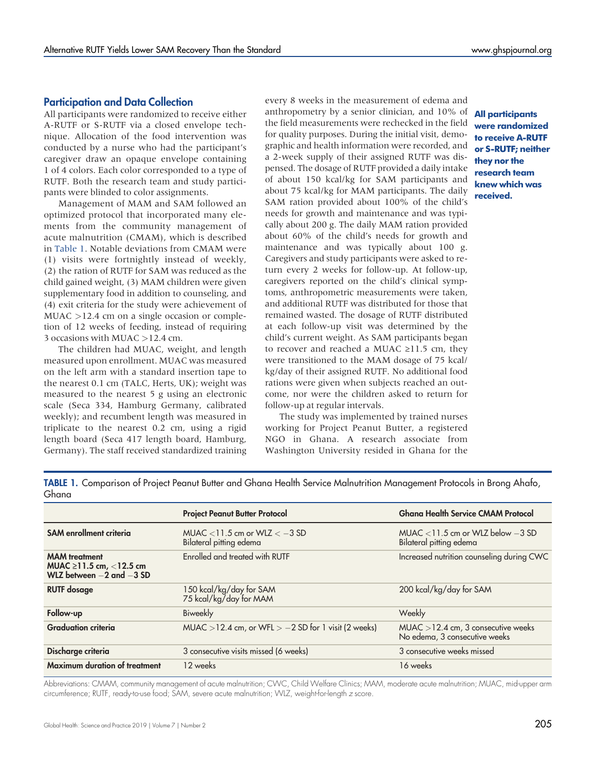## Participation and Data Collection

All participants were randomized to receive either A-RUTF or S-RUTF via a closed envelope technique. Allocation of the food intervention was conducted by a nurse who had the participant's caregiver draw an opaque envelope containing 1 of 4 colors. Each color corresponded to a type of RUTF. Both the research team and study participants were blinded to color assignments.

Management of MAM and SAM followed an optimized protocol that incorporated many elements from the community management of acute malnutrition (CMAM), which is described in Table 1. Notable deviations from CMAM were (1) visits were fortnightly instead of weekly, (2) the ration of RUTF for SAM was reduced as the child gained weight, (3) MAM children were given supplementary food in addition to counseling, and (4) exit criteria for the study were achievement of MUAC >12.4 cm on a single occasion or completion of 12 weeks of feeding, instead of requiring 3 occasions with MUAC >12.4 cm.

The children had MUAC, weight, and length measured upon enrollment. MUAC was measured on the left arm with a standard insertion tape to the nearest 0.1 cm (TALC, Herts, UK); weight was measured to the nearest 5 g using an electronic scale (Seca 334, Hamburg Germany, calibrated weekly); and recumbent length was measured in triplicate to the nearest 0.2 cm, using a rigid length board (Seca 417 length board, Hamburg, Germany). The staff received standardized training every 8 weeks in the measurement of edema and anthropometry by a senior clinician, and 10% of the field measurements were rechecked in the field for quality purposes. During the initial visit, demographic and health information were recorded, and a 2-week supply of their assigned RUTF was dispensed. The dosage of RUTF provided a daily intake of about 150 kcal/kg for SAM participants and about 75 kcal/kg for MAM participants. The daily SAM ration provided about 100% of the child's needs for growth and maintenance and was typically about 200 g. The daily MAM ration provided about 60% of the child's needs for growth and maintenance and was typically about 100 g. Caregivers and study participants were asked to return every 2 weeks for follow-up. At follow-up, caregivers reported on the child's clinical symptoms, anthropometric measurements were taken, and additional RUTF was distributed for those that remained wasted. The dosage of RUTF distributed at each follow-up visit was determined by the child's current weight. As SAM participants began to recover and reached a MUAC ≥11.5 cm, they were transitioned to the MAM dosage of 75 kcal/kg/day of their assigned RUTF. No additional food rations were given when subjects reached an outcome, nor were the children asked to return for follow-up at regular intervals.

**All participants were randomized to receive A-RUTF or S-RUTF; neither they nor the research team knew which was received.**

The study was implemented by trained nurses working for Project Peanut Butter, a registered NGO in Ghana. A research associate from Washington University resided in Ghana for the

**TABLE 1.** Comparison of Project Peanut Butter and Ghana Health Service Malnutrition Management Protocols in Brong Ahafo, Ghana

| | Project Peanut Butter Protocol | Ghana Health Service CMAM Protocol |
|---|---|---|
| **SAM enrollment criteria** | MUAC <11.5 cm or WLZ < −3 SD<br>Bilateral pitting edema | MUAC <11.5 cm or WLZ below −3 SD<br>Bilateral pitting edema |
| **MAM treatment**<br>**MUAC ≥11.5 cm, <12.5 cm**<br>**WLZ between −2 and −3 SD** | Enrolled and treated with RUTF | Increased nutrition counseling during CWC |
| **RUTF dosage** | 150 kcal/kg/day for SAM<br>75 kcal/kg/day for MAM | 200 kcal/kg/day for SAM |
| **Follow-up** | Biweekly | Weekly |
| **Graduation criteria** | MUAC >12.4 cm, or WFL > −2 SD for 1 visit (2 weeks) | MUAC >12.4 cm, 3 consecutive weeks<br>No edema, 3 consecutive weeks |
| **Discharge criteria** | 3 consecutive visits missed (6 weeks) | 3 consecutive weeks missed |
| **Maximum duration of treatment** | 12 weeks | 16 weeks |

Abbreviations: CMAM, community management of acute malnutrition; CWC, Child Welfare Clinics; MAM, moderate acute malnutrition; MUAC, mid-upper arm circumference; RUTF, ready-to-use food; SAM, severe acute malnutrition; WLZ, weight-for-length *z* score.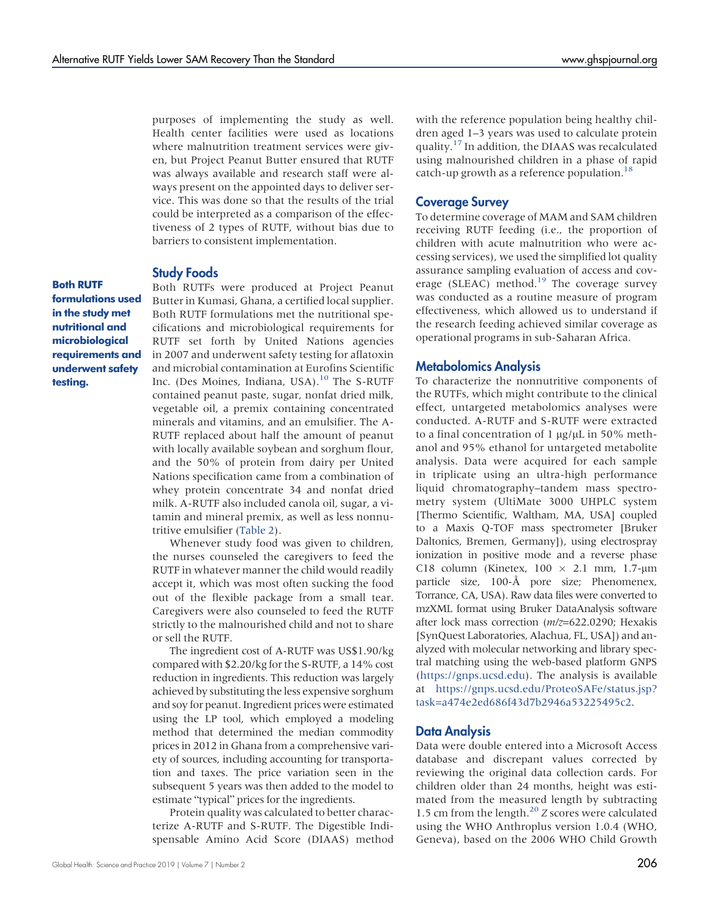purposes of implementing the study as well. Health center facilities were used as locations where malnutrition treatment services were given, but Project Peanut Butter ensured that RUTF was always available and research staff were always present on the appointed days to deliver service. This was done so that the results of the trial could be interpreted as a comparison of the effectiveness of 2 types of RUTF, without bias due to barriers to consistent implementation.

## Study Foods

**Both RUTF formulations used in the study met nutritional and microbiological requirements and underwent safety testing.**

Both RUTFs were produced at Project Peanut Butter in Kumasi, Ghana, a certified local supplier. Both RUTF formulations met the nutritional specifications and microbiological requirements for RUTF set forth by United Nations agencies in 2007 and underwent safety testing for aflatoxin and microbial contamination at Eurofins Scientific Inc. (Des Moines, Indiana, USA).[10] The S-RUTF contained peanut paste, sugar, nonfat dried milk, vegetable oil, a premix containing concentrated minerals and vitamins, and an emulsifier. The A-RUTF replaced about half the amount of peanut with locally available soybean and sorghum flour, and the 50% of protein from dairy per United Nations specification came from a combination of whey protein concentrate 34 and nonfat dried milk. A-RUTF also included canola oil, sugar, a vitamin and mineral premix, as well as less nonnutritive emulsifier (Table 2).

Whenever study food was given to children, the nurses counseled the caregivers to feed the RUTF in whatever manner the child would readily accept it, which was most often sucking the food out of the flexible package from a small tear. Caregivers were also counseled to feed the RUTF strictly to the malnourished child and not to share or sell the RUTF.

The ingredient cost of A-RUTF was US$1.90/kg compared with $2.20/kg for the S-RUTF, a 14% cost reduction in ingredients. This reduction was largely achieved by substituting the less expensive sorghum and soy for peanut. Ingredient prices were estimated using the LP tool, which employed a modeling method that determined the median commodity prices in 2012 in Ghana from a comprehensive variety of sources, including accounting for transportation and taxes. The price variation seen in the subsequent 5 years was then added to the model to estimate "typical" prices for the ingredients.

Protein quality was calculated to better characterize A-RUTF and S-RUTF. The Digestible Indispensable Amino Acid Score (DIAAS) method with the reference population being healthy children aged 1–3 years was used to calculate protein quality.[17] In addition, the DIAAS was recalculated using malnourished children in a phase of rapid catch-up growth as a reference population.[18]

## Coverage Survey

To determine coverage of MAM and SAM children receiving RUTF feeding (i.e., the proportion of children with acute malnutrition who were accessing services), we used the simplified lot quality assurance sampling evaluation of access and coverage (SLEAC) method.[19] The coverage survey was conducted as a routine measure of program effectiveness, which allowed us to understand if the research feeding achieved similar coverage as operational programs in sub-Saharan Africa.

## Metabolomics Analysis

To characterize the nonnutritive components of the RUTFs, which might contribute to the clinical effect, untargeted metabolomics analyses were conducted. A-RUTF and S-RUTF were extracted to a final concentration of 1 µg/µL in 50% methanol and 95% ethanol for untargeted metabolite analysis. Data were acquired for each sample in triplicate using an ultra-high performance liquid chromatography–tandem mass spectrometry system (UltiMate 3000 UHPLC system [Thermo Scientific, Waltham, MA, USA] coupled to a Maxis Q-TOF mass spectrometer [Bruker Daltonics, Bremen, Germany]), using electrospray ionization in positive mode and a reverse phase C18 column (Kinetex, 100 × 2.1 mm, 1.7-µm particle size, 100-Å pore size; Phenomenex, Torrance, CA, USA). Raw data files were converted to mzXML format using Bruker DataAnalysis software after lock mass correction ($m/z$=622.0290; Hexakis [SynQuest Laboratories, Alachua, FL, USA]) and analyzed with molecular networking and library spectral matching using the web-based platform GNPS (https://gnps.ucsd.edu). The analysis is available at https://gnps.ucsd.edu/ProteoSAFe/status.jsp?task=a474e2ed686f43d7b2946a53225495c2.

## Data Analysis

Data were double entered into a Microsoft Access database and discrepant values corrected by reviewing the original data collection cards. For children older than 24 months, height was estimated from the measured length by subtracting 1.5 cm from the length.[20] *Z* scores were calculated using the WHO Anthroplus version 1.0.4 (WHO, Geneva), based on the 2006 WHO Child Growth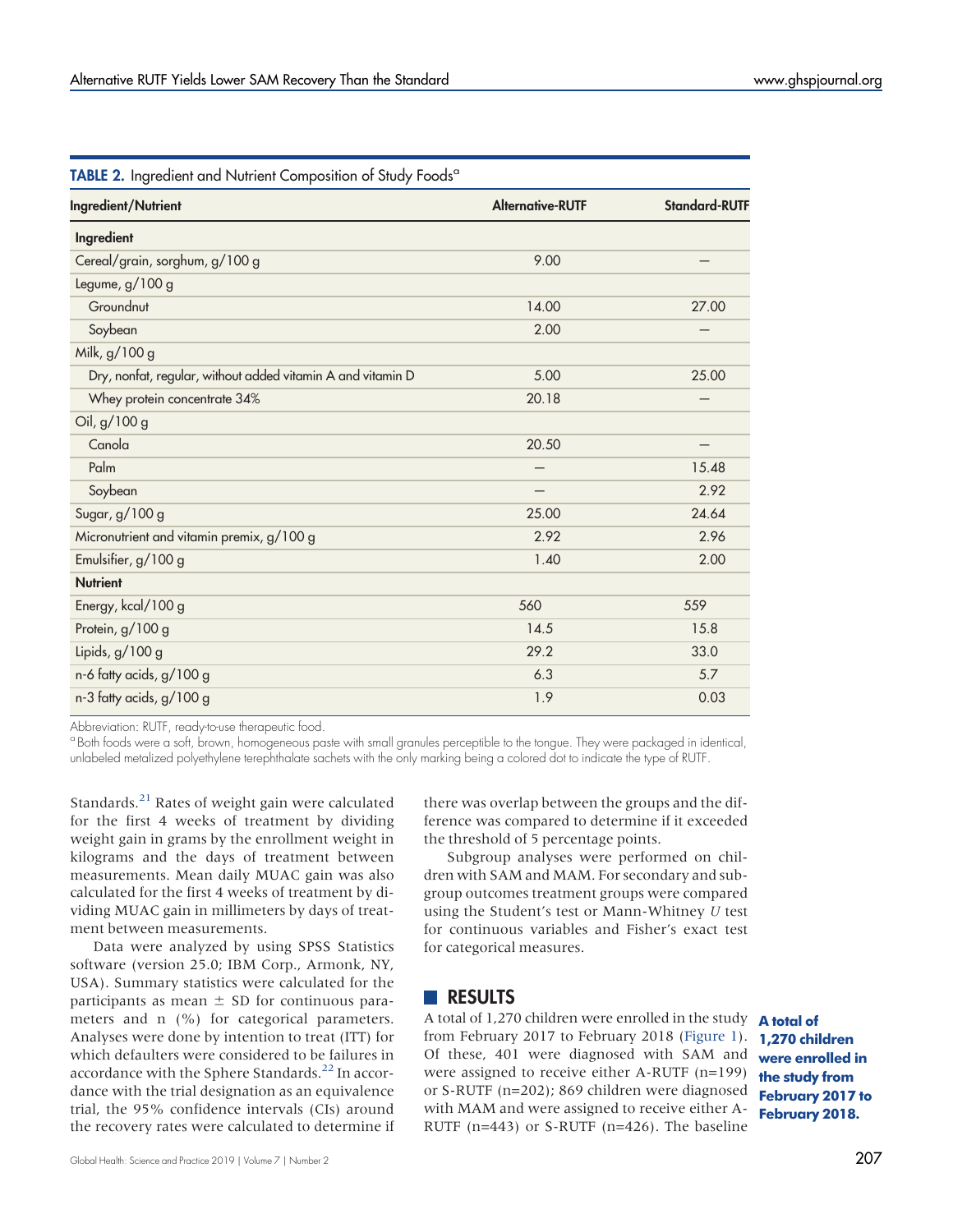**TABLE 2.** Ingredient and Nutrient Composition of Study Foods[a]

| Ingredient/Nutrient | Alternative-RUTF | Standard-RUTF |
|---|---|---|
| **Ingredient** | | |
| Cereal/grain, sorghum, g/100 g | 9.00 | — |
| Legume, g/100 g | | |
| Groundnut | 14.00 | 27.00 |
| Soybean | 2.00 | — |
| Milk, g/100 g | | |
| Dry, nonfat, regular, without added vitamin A and vitamin D | 5.00 | 25.00 |
| Whey protein concentrate 34% | 20.18 | — |
| Oil, g/100 g | | |
| Canola | 20.50 | — |
| Palm | — | 15.48 |
| Soybean | — | 2.92 |
| Sugar, g/100 g | 25.00 | 24.64 |
| Micronutrient and vitamin premix, g/100 g | 2.92 | 2.96 |
| Emulsifier, g/100 g | 1.40 | 2.00 |
| **Nutrient** | | |
| Energy, kcal/100 g | 560 | 559 |
| Protein, g/100 g | 14.5 | 15.8 |
| Lipids, g/100 g | 29.2 | 33.0 |
| n-6 fatty acids, g/100 g | 6.3 | 5.7 |
| n-3 fatty acids, g/100 g | 1.9 | 0.03 |

Abbreviation: RUTF, ready-to-use therapeutic food.

[a] Both foods were a soft, brown, homogeneous paste with small granules perceptible to the tongue. They were packaged in identical, unlabeled metalized polyethylene terephthalate sachets with the only marking being a colored dot to indicate the type of RUTF.

Standards.[21] Rates of weight gain were calculated for the first 4 weeks of treatment by dividing weight gain in grams by the enrollment weight in kilograms and the days of treatment between measurements. Mean daily MUAC gain was also calculated for the first 4 weeks of treatment by dividing MUAC gain in millimeters by days of treatment between measurements.

Data were analyzed by using SPSS Statistics software (version 25.0; IBM Corp., Armonk, NY, USA). Summary statistics were calculated for the participants as mean ± SD for continuous parameters and n (%) for categorical parameters. Analyses were done by intention to treat (ITT) for which defaulters were considered to be failures in accordance with the Sphere Standards.[22] In accordance with the trial designation as an equivalence trial, the 95% confidence intervals (CIs) around the recovery rates were calculated to determine if there was overlap between the groups and the difference was compared to determine if it exceeded the threshold of 5 percentage points.

Subgroup analyses were performed on children with SAM and MAM. For secondary and subgroup outcomes treatment groups were compared using the Student's test or Mann-Whitney *U* test for continuous variables and Fisher's exact test for categorical measures.

## RESULTS

A total of 1,270 children were enrolled in the study from February 2017 to February 2018 (Figure 1). Of these, 401 were diagnosed with SAM and were assigned to receive either A-RUTF (n=199) or S-RUTF (n=202); 869 children were diagnosed with MAM and were assigned to receive either A-RUTF (n=443) or S-RUTF (n=426). The baseline

**A total of 1,270 children were enrolled in the study from February 2017 to February 2018.**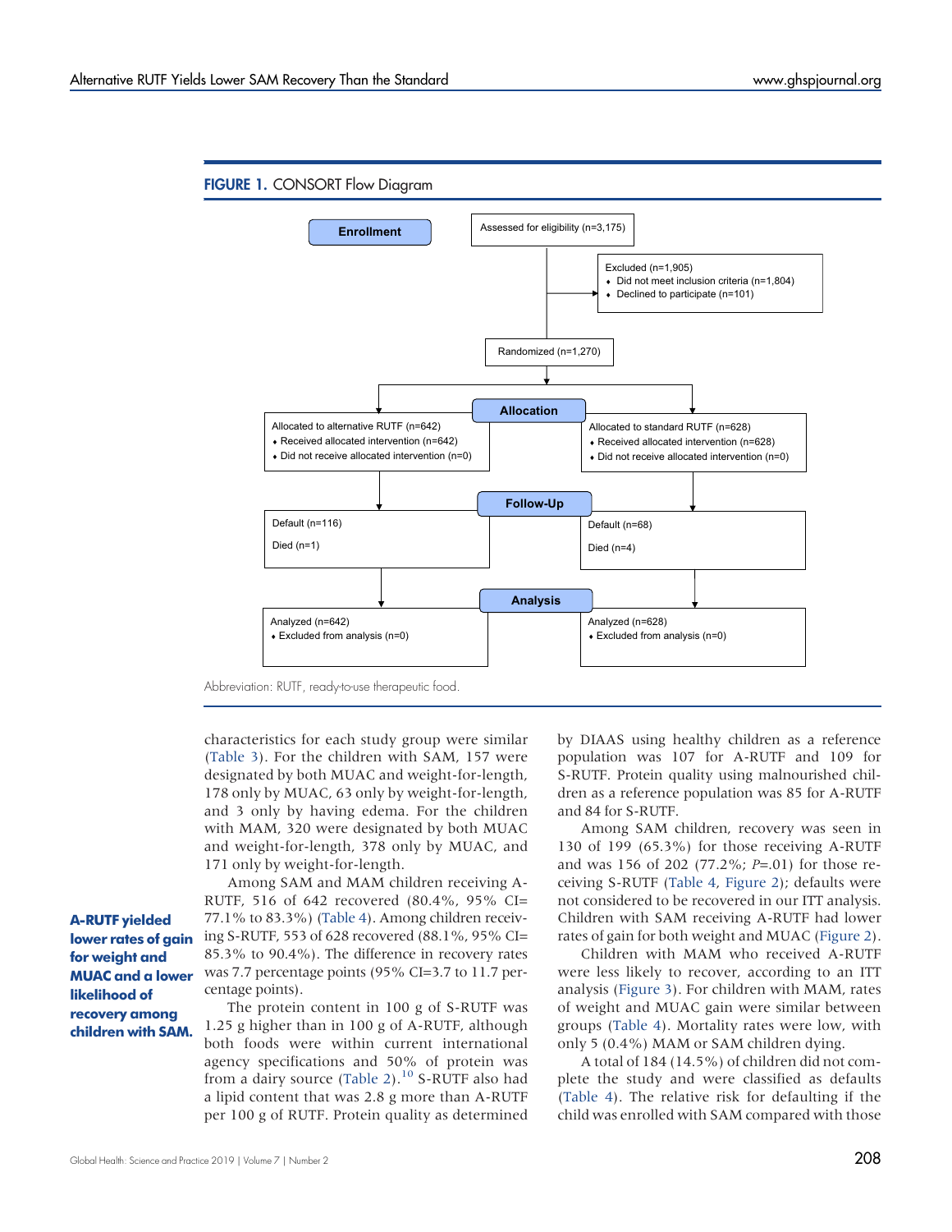**FIGURE 1.** CONSORT Flow Diagram

| | Alternative RUTF | Standard RUTF |
|---|---|---|
| **Enrollment** | Assessed for eligibility (n=3,175) | |
| | Excluded (n=1,905): Did not meet inclusion criteria (n=1,804); Declined to participate (n=101) | |
| | Randomized (n=1,270) | |
| **Allocation** | Allocated to alternative RUTF (n=642) • Received allocated intervention (n=642) • Did not receive allocated intervention (n=0) | Allocated to standard RUTF (n=628) • Received allocated intervention (n=628) • Did not receive allocated intervention (n=0) |
| **Follow-Up** | Default (n=116) Died (n=1) | Default (n=68) Died (n=4) |
| **Analysis** | Analyzed (n=642) • Excluded from analysis (n=0) | Analyzed (n=628) • Excluded from analysis (n=0) |

Abbreviation: RUTF, ready-to-use therapeutic food.

characteristics for each study group were similar (Table 3). For the children with SAM, 157 were designated by both MUAC and weight-for-length, 178 only by MUAC, 63 only by weight-for-length, and 3 only by having edema. For the children with MAM, 320 were designated by both MUAC and weight-for-length, 378 only by MUAC, and 171 only by weight-for-length.

**A-RUTF yielded lower rates of gain for weight and MUAC and a lower likelihood of recovery among children with SAM.**

Among SAM and MAM children receiving A-RUTF, 516 of 642 recovered (80.4%, 95% CI=77.1% to 83.3%) (Table 4). Among children receiving S-RUTF, 553 of 628 recovered (88.1%, 95% CI=85.3% to 90.4%). The difference in recovery rates was 7.7 percentage points (95% CI=3.7 to 11.7 percentage points).

The protein content in 100 g of S-RUTF was 1.25 g higher than in 100 g of A-RUTF, although both foods were within current international agency specifications and 50% of protein was from a dairy source (Table 2).[10] S-RUTF also had a lipid content that was 2.8 g more than A-RUTF per 100 g of RUTF. Protein quality as determined by DIAAS using healthy children as a reference population was 107 for A-RUTF and 109 for S-RUTF. Protein quality using malnourished children as a reference population was 85 for A-RUTF and 84 for S-RUTF.

Among SAM children, recovery was seen in 130 of 199 (65.3%) for those receiving A-RUTF and was 156 of 202 (77.2%; $P$=.01) for those receiving S-RUTF (Table 4, Figure 2); defaults were not considered to be recovered in our ITT analysis. Children with SAM receiving A-RUTF had lower rates of gain for both weight and MUAC (Figure 2).

Children with MAM who received A-RUTF were less likely to recover, according to an ITT analysis (Figure 3). For children with MAM, rates of weight and MUAC gain were similar between groups (Table 4). Mortality rates were low, with only 5 (0.4%) MAM or SAM children dying.

A total of 184 (14.5%) of children did not complete the study and were classified as defaults (Table 4). The relative risk for defaulting if the child was enrolled with SAM compared with those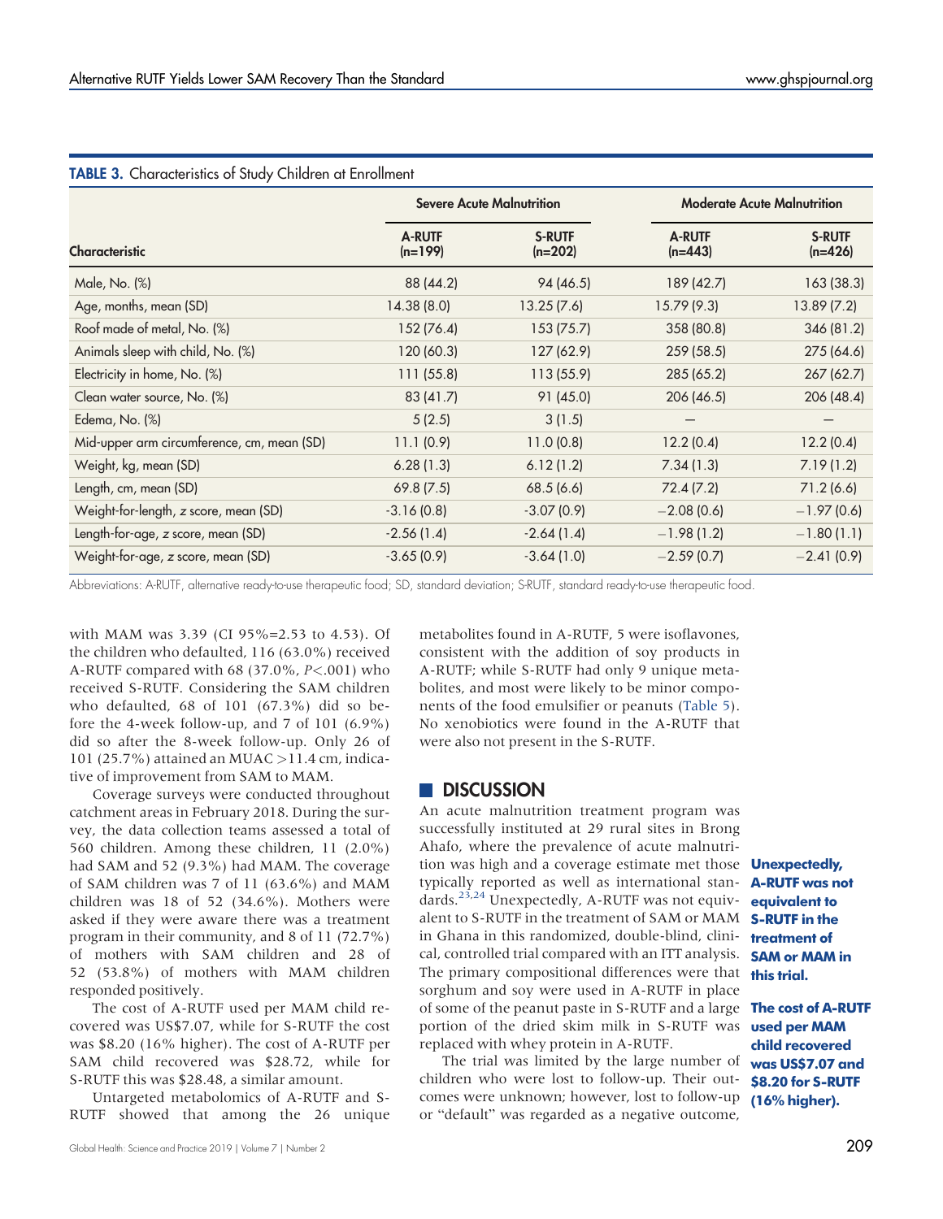**TABLE 3.** Characteristics of Study Children at Enrollment

| Characteristic | Severe Acute Malnutrition | | Moderate Acute Malnutrition | |
|---|---|---|---|---|
| | A-RUTF (n=199) | S-RUTF (n=202) | A-RUTF (n=443) | S-RUTF (n=426) |
| Male, No. (%) | 88 (44.2) | 94 (46.5) | 189 (42.7) | 163 (38.3) |
| Age, months, mean (SD) | 14.38 (8.0) | 13.25 (7.6) | 15.79 (9.3) | 13.89 (7.2) |
| Roof made of metal, No. (%) | 152 (76.4) | 153 (75.7) | 358 (80.8) | 346 (81.2) |
| Animals sleep with child, No. (%) | 120 (60.3) | 127 (62.9) | 259 (58.5) | 275 (64.6) |
| Electricity in home, No. (%) | 111 (55.8) | 113 (55.9) | 285 (65.2) | 267 (62.7) |
| Clean water source, No. (%) | 83 (41.7) | 91 (45.0) | 206 (46.5) | 206 (48.4) |
| Edema, No. (%) | 5 (2.5) | 3 (1.5) | — | — |
| Mid-upper arm circumference, cm, mean (SD) | 11.1 (0.9) | 11.0 (0.8) | 12.2 (0.4) | 12.2 (0.4) |
| Weight, kg, mean (SD) | 6.28 (1.3) | 6.12 (1.2) | 7.34 (1.3) | 7.19 (1.2) |
| Length, cm, mean (SD) | 69.8 (7.5) | 68.5 (6.6) | 72.4 (7.2) | 71.2 (6.6) |
| Weight-for-length, z score, mean (SD) | -3.16 (0.8) | -3.07 (0.9) | −2.08 (0.6) | −1.97 (0.6) |
| Length-for-age, z score, mean (SD) | -2.56 (1.4) | -2.64 (1.4) | −1.98 (1.2) | −1.80 (1.1) |
| Weight-for-age, z score, mean (SD) | -3.65 (0.9) | -3.64 (1.0) | −2.59 (0.7) | −2.41 (0.9) |

Abbreviations: A-RUTF, alternative ready-to-use therapeutic food; SD, standard deviation; S-RUTF, standard ready-to-use therapeutic food.

with MAM was 3.39 (CI 95%=2.53 to 4.53). Of the children who defaulted, 116 (63.0%) received A-RUTF compared with 68 (37.0%, $P<.001$) who received S-RUTF. Considering the SAM children who defaulted, 68 of 101 (67.3%) did so before the 4-week follow-up, and 7 of 101 (6.9%) did so after the 8-week follow-up. Only 26 of 101 (25.7%) attained an MUAC >11.4 cm, indicative of improvement from SAM to MAM.

Coverage surveys were conducted throughout catchment areas in February 2018. During the survey, the data collection teams assessed a total of 560 children. Among these children, 11 (2.0%) had SAM and 52 (9.3%) had MAM. The coverage of SAM children was 7 of 11 (63.6%) and MAM children was 18 of 52 (34.6%). Mothers were asked if they were aware there was a treatment program in their community, and 8 of 11 (72.7%) of mothers with SAM children and 28 of 52 (53.8%) of mothers with MAM children responded positively.

The cost of A-RUTF used per MAM child recovered was US$7.07, while for S-RUTF the cost was $8.20 (16% higher). The cost of A-RUTF per SAM child recovered was $28.72, while for S-RUTF this was $28.48, a similar amount.

Untargeted metabolomics of A-RUTF and S-RUTF showed that among the 26 unique metabolites found in A-RUTF, 5 were isoflavones, consistent with the addition of soy products in A-RUTF; while S-RUTF had only 9 unique metabolites, and most were likely to be minor components of the food emulsifier or peanuts (Table 5). No xenobiotics were found in the A-RUTF that were also not present in the S-RUTF.

## DISCUSSION

An acute malnutrition treatment program was successfully instituted at 29 rural sites in Brong Ahafo, where the prevalence of acute malnutrition was high and a coverage estimate met those typically reported as well as international standards.[23,24] Unexpectedly, A-RUTF was not equivalent to S-RUTF in the treatment of SAM or MAM in Ghana in this randomized, double-blind, clinical, controlled trial compared with an ITT analysis. The primary compositional differences were that sorghum and soy were used in A-RUTF in place of some of the peanut paste in S-RUTF and a large portion of the dried skim milk in S-RUTF was replaced with whey protein in A-RUTF.

**Unexpectedly, A-RUTF was not equivalent to S-RUTF in the treatment of SAM or MAM in this trial.**

**The cost of A-RUTF used per MAM child recovered was US$7.07 and $8.20 for S-RUTF (16% higher).**

The trial was limited by the large number of children who were lost to follow-up. Their outcomes were unknown; however, lost to follow-up or "default" was regarded as a negative outcome,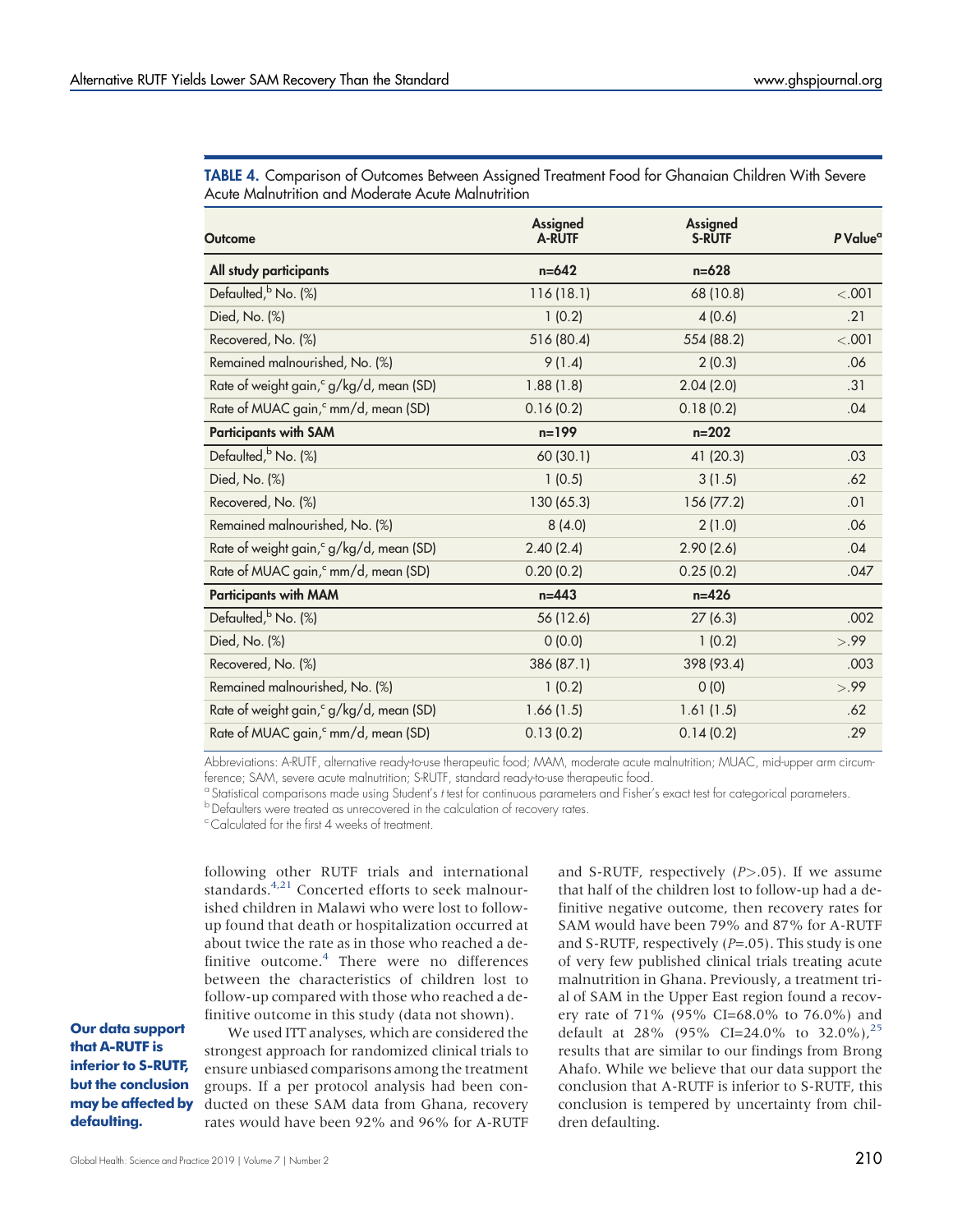**TABLE 4.** Comparison of Outcomes Between Assigned Treatment Food for Ghanaian Children With Severe Acute Malnutrition and Moderate Acute Malnutrition

| Outcome | Assigned A-RUTF | Assigned S-RUTF | P Value[a] |
|---|---|---|---|
| **All study participants** | **n=642** | **n=628** | |
| Defaulted,[b] No. (%) | 116 (18.1) | 68 (10.8) | <.001 |
| Died, No. (%) | 1 (0.2) | 4 (0.6) | .21 |
| Recovered, No. (%) | 516 (80.4) | 554 (88.2) | <.001 |
| Remained malnourished, No. (%) | 9 (1.4) | 2 (0.3) | .06 |
| Rate of weight gain,[c] g/kg/d, mean (SD) | 1.88 (1.8) | 2.04 (2.0) | .31 |
| Rate of MUAC gain,[c] mm/d, mean (SD) | 0.16 (0.2) | 0.18 (0.2) | .04 |
| **Participants with SAM** | **n=199** | **n=202** | |
| Defaulted,[b] No. (%) | 60 (30.1) | 41 (20.3) | .03 |
| Died, No. (%) | 1 (0.5) | 3 (1.5) | .62 |
| Recovered, No. (%) | 130 (65.3) | 156 (77.2) | .01 |
| Remained malnourished, No. (%) | 8 (4.0) | 2 (1.0) | .06 |
| Rate of weight gain,[c] g/kg/d, mean (SD) | 2.40 (2.4) | 2.90 (2.6) | .04 |
| Rate of MUAC gain,[c] mm/d, mean (SD) | 0.20 (0.2) | 0.25 (0.2) | .047 |
| **Participants with MAM** | **n=443** | **n=426** | |
| Defaulted,[b] No. (%) | 56 (12.6) | 27 (6.3) | .002 |
| Died, No. (%) | 0 (0.0) | 1 (0.2) | >.99 |
| Recovered, No. (%) | 386 (87.1) | 398 (93.4) | .003 |
| Remained malnourished, No. (%) | 1 (0.2) | 0 (0) | >.99 |
| Rate of weight gain,[c] g/kg/d, mean (SD) | 1.66 (1.5) | 1.61 (1.5) | .62 |
| Rate of MUAC gain,[c] mm/d, mean (SD) | 0.13 (0.2) | 0.14 (0.2) | .29 |

Abbreviations: A-RUTF, alternative ready-to-use therapeutic food; MAM, moderate acute malnutrition; MUAC, mid-upper arm circumference; SAM, severe acute malnutrition; S-RUTF, standard ready-to-use therapeutic food.

[a] Statistical comparisons made using Student's *t* test for continuous parameters and Fisher's exact test for categorical parameters.

[b] Defaulters were treated as unrecovered in the calculation of recovery rates.

[c] Calculated for the first 4 weeks of treatment.

following other RUTF trials and international standards.[4,21] Concerted efforts to seek malnourished children in Malawi who were lost to follow-up found that death or hospitalization occurred at about twice the rate as in those who reached a definitive outcome.[4] There were no differences between the characteristics of children lost to follow-up compared with those who reached a definitive outcome in this study (data not shown).

**Our data support that A-RUTF is inferior to S-RUTF, but the conclusion may be affected by defaulting.**

We used ITT analyses, which are considered the strongest approach for randomized clinical trials to ensure unbiased comparisons among the treatment groups. If a per protocol analysis had been conducted on these SAM data from Ghana, recovery rates would have been 92% and 96% for A-RUTF and S-RUTF, respectively ($P>.05$). If we assume that half of the children lost to follow-up had a definitive negative outcome, then recovery rates for SAM would have been 79% and 87% for A-RUTF and S-RUTF, respectively ($P=.05$). This study is one of very few published clinical trials treating acute malnutrition in Ghana. Previously, a treatment trial of SAM in the Upper East region found a recovery rate of 71% (95% CI=68.0% to 76.0%) and default at 28% (95% CI=24.0% to 32.0%),[25] results that are similar to our findings from Brong Ahafo. While we believe that our data support the conclusion that A-RUTF is inferior to S-RUTF, this conclusion is tempered by uncertainty from children defaulting.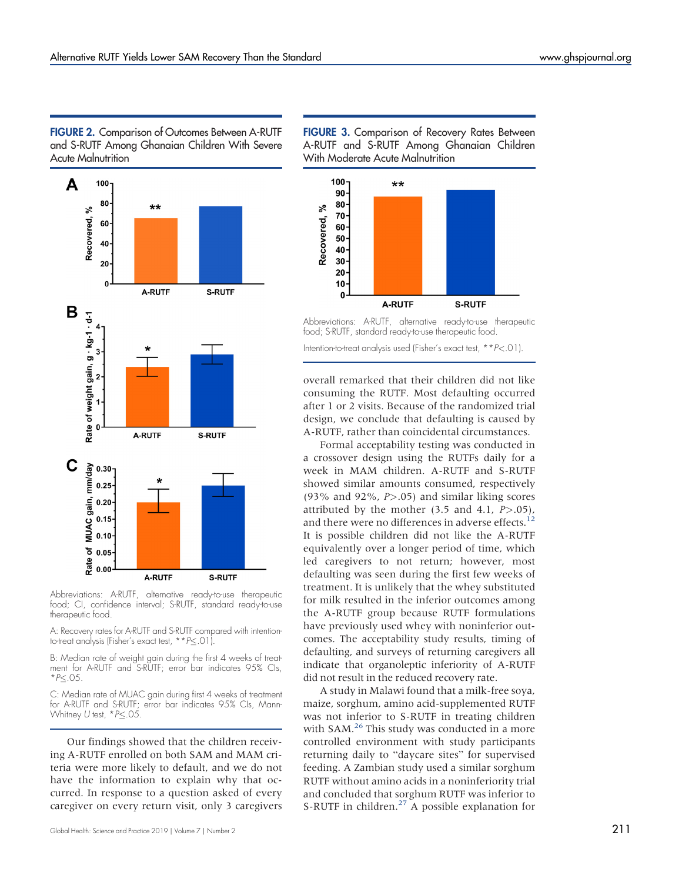**FIGURE 2.** Comparison of Outcomes Between A-RUTF and S-RUTF Among Ghanaian Children With Severe Acute Malnutrition

Abbreviations: A-RUTF, alternative ready-to-use therapeutic food; CI, confidence interval; S-RUTF, standard ready-to-use therapeutic food.

A: Recovery rates for A-RUTF and S-RUTF compared with intention-to-treat analysis (Fisher's exact test, $**P \leq .01$).

B: Median rate of weight gain during the first 4 weeks of treatment for A-RUTF and S-RUTF; error bar indicates 95% CIs, $*P \leq .05$.

C: Median rate of MUAC gain during first 4 weeks of treatment for A-RUTF and S-RUTF; error bar indicates 95% CIs, Mann-Whitney $U$ test, $*P \leq .05$.

**FIGURE 3.** Comparison of Recovery Rates Between A-RUTF and S-RUTF Among Ghanaian Children With Moderate Acute Malnutrition

Abbreviations: A-RUTF, alternative ready-to-use therapeutic food; S-RUTF, standard ready-to-use therapeutic food.

Intention-to-treat analysis used (Fisher's exact test, $**P<.01$).

Our findings showed that the children receiving A-RUTF enrolled on both SAM and MAM criteria were more likely to default, and we do not have the information to explain why that occurred. In response to a question asked of every caregiver on every return visit, only 3 caregivers overall remarked that their children did not like consuming the RUTF. Most defaulting occurred after 1 or 2 visits. Because of the randomized trial design, we conclude that defaulting is caused by A-RUTF, rather than coincidental circumstances.

Formal acceptability testing was conducted in a crossover design using the RUTFs daily for a week in MAM children. A-RUTF and S-RUTF showed similar amounts consumed, respectively (93% and 92%, $P>.05$) and similar liking scores attributed by the mother (3.5 and 4.1, $P>.05$), and there were no differences in adverse effects.[12] It is possible children did not like the A-RUTF equivalently over a longer period of time, which led caregivers to not return; however, most defaulting was seen during the first few weeks of treatment. It is unlikely that the whey substituted for milk resulted in the inferior outcomes among the A-RUTF group because RUTF formulations have previously used whey with noninferior outcomes. The acceptability study results, timing of defaulting, and surveys of returning caregivers all indicate that organoleptic inferiority of A-RUTF did not result in the reduced recovery rate.

A study in Malawi found that a milk-free soya, maize, sorghum, amino acid-supplemented RUTF was not inferior to S-RUTF in treating children with SAM.[26] This study was conducted in a more controlled environment with study participants returning daily to "daycare sites" for supervised feeding. A Zambian study used a similar sorghum RUTF without amino acids in a noninferiority trial and concluded that sorghum RUTF was inferior to S-RUTF in children.[27] A possible explanation for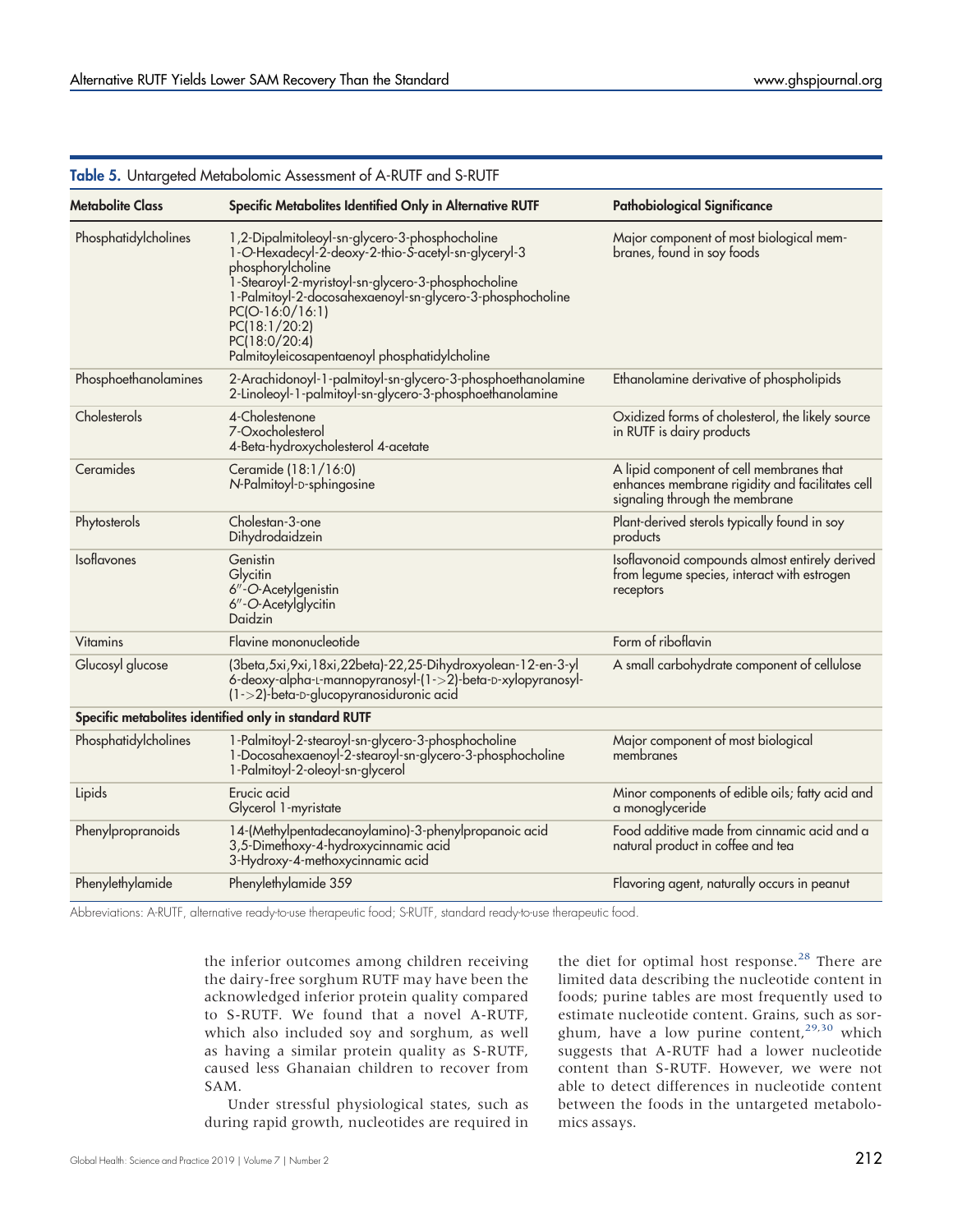**Table 5.** Untargeted Metabolomic Assessment of A-RUTF and S-RUTF

| Metabolite Class | Specific Metabolites Identified Only in Alternative RUTF | Pathobiological Significance |
|---|---|---|
| Phosphatidylcholines | 1,2-Dipalmitoleoyl-sn-glycero-3-phosphocholine<br>1-*O*-Hexadecyl-2-deoxy-2-thio-*S*-acetyl-sn-glyceryl-3 phosphorylcholine<br>1-Stearoyl-2-myristoyl-sn-glycero-3-phosphocholine<br>1-Palmitoyl-2-docosahexaenoyl-sn-glycero-3-phosphocholine<br>PC(O-16:0/16:1)<br>PC(18:1/20:2)<br>PC(18:0/20:4)<br>Palmitoyleicosapentaenoyl phosphatidylcholine | Major component of most biological membranes, found in soy foods |
| Phosphoethanolamines | 2-Arachidonoyl-1-palmitoyl-sn-glycero-3-phosphoethanolamine<br>2-Linoleoyl-1-palmitoyl-sn-glycero-3-phosphoethanolamine | Ethanolamine derivative of phospholipids |
| Cholesterols | 4-Cholestenone<br>7-Oxocholesterol<br>4-Beta-hydroxycholesterol 4-acetate | Oxidized forms of cholesterol, the likely source in RUTF is dairy products |
| Ceramides | Ceramide (18:1/16:0)<br>*N*-Palmitoyl-D-sphingosine | A lipid component of cell membranes that enhances membrane rigidity and facilitates cell signaling through the membrane |
| Phytosterols | Cholestan-3-one<br>Dihydrodaidzein | Plant-derived sterols typically found in soy products |
| Isoflavones | Genistin<br>Glycitin<br>6″-*O*-Acetylgenistin<br>6″-*O*-Acetylglycitin<br>Daidzin | Isoflavonoid compounds almost entirely derived from legume species, interact with estrogen receptors |
| Vitamins | Flavine mononucleotide | Form of riboflavin |
| Glucosyl glucose | (3beta,5xi,9xi,18xi,22beta)-22,25-Dihydroxyolean-12-en-3-yl 6-deoxy-alpha-L-mannopyranosyl-(1->2)-beta-D-xylopyranosyl-(1->2)-beta-D-glucopyranosiduronic acid | A small carbohydrate component of cellulose |
| **Specific metabolites identified only in standard RUTF** | | |
| Phosphatidylcholines | 1-Palmitoyl-2-stearoyl-sn-glycero-3-phosphocholine<br>1-Docosahexaenoyl-2-stearoyl-sn-glycero-3-phosphocholine<br>1-Palmitoyl-2-oleoyl-sn-glycerol | Major component of most biological membranes |
| Lipids | Erucic acid<br>Glycerol 1-myristate | Minor components of edible oils; fatty acid and a monoglyceride |
| Phenylpropranoids | 14-(Methylpentadecanoylamino)-3-phenylpropanoic acid<br>3,5-Dimethoxy-4-hydroxycinnamic acid<br>3-Hydroxy-4-methoxycinnamic acid | Food additive made from cinnamic acid and a natural product in coffee and tea |
| Phenylethylamide | Phenylethylamide 359 | Flavoring agent, naturally occurs in peanut |

Abbreviations: A-RUTF, alternative ready-to-use therapeutic food; S-RUTF, standard ready-to-use therapeutic food.

the inferior outcomes among children receiving the dairy-free sorghum RUTF may have been the acknowledged inferior protein quality compared to S-RUTF. We found that a novel A-RUTF, which also included soy and sorghum, as well as having a similar protein quality as S-RUTF, caused less Ghanaian children to recover from SAM.

Under stressful physiological states, such as during rapid growth, nucleotides are required in the diet for optimal host response.[28] There are limited data describing the nucleotide content in foods; purine tables are most frequently used to estimate nucleotide content. Grains, such as sorghum, have a low purine content,[29,30] which suggests that A-RUTF had a lower nucleotide content than S-RUTF. However, we were not able to detect differences in nucleotide content between the foods in the untargeted metabolomics assays.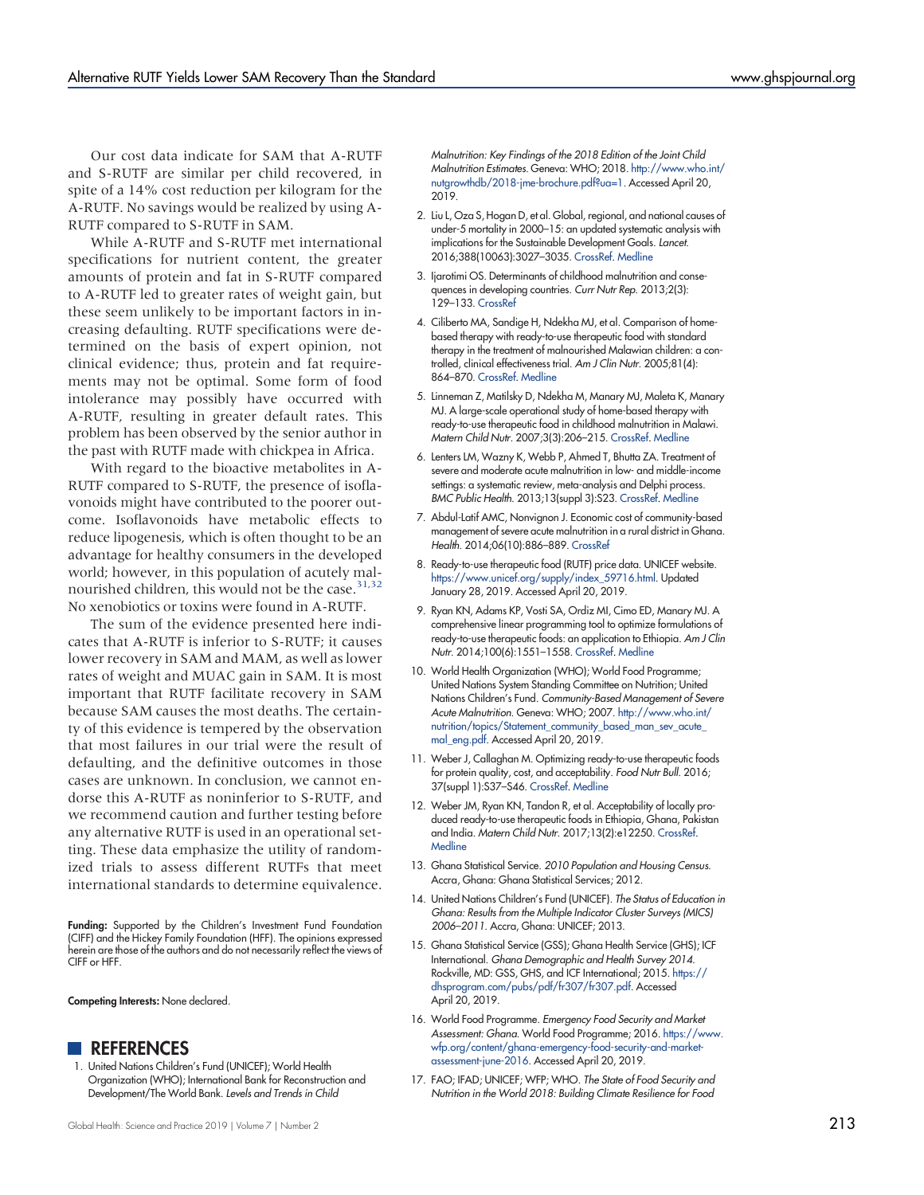Our cost data indicate for SAM that A-RUTF and S-RUTF are similar per child recovered, in spite of a 14% cost reduction per kilogram for the A-RUTF. No savings would be realized by using A-RUTF compared to S-RUTF in SAM.

While A-RUTF and S-RUTF met international specifications for nutrient content, the greater amounts of protein and fat in S-RUTF compared to A-RUTF led to greater rates of weight gain, but these seem unlikely to be important factors in increasing defaulting. RUTF specifications were determined on the basis of expert opinion, not clinical evidence; thus, protein and fat requirements may not be optimal. Some form of food intolerance may possibly have occurred with A-RUTF, resulting in greater default rates. This problem has been observed by the senior author in the past with RUTF made with chickpea in Africa.

With regard to the bioactive metabolites in A-RUTF compared to S-RUTF, the presence of isoflavonoids might have contributed to the poorer outcome. Isoflavonoids have metabolic effects to reduce lipogenesis, which is often thought to be an advantage for healthy consumers in the developed world; however, in this population of acutely malnourished children, this would not be the case.[31,32] No xenobiotics or toxins were found in A-RUTF.

The sum of the evidence presented here indicates that A-RUTF is inferior to S-RUTF; it causes lower recovery in SAM and MAM, as well as lower rates of weight and MUAC gain in SAM. It is most important that RUTF facilitate recovery in SAM because SAM causes the most deaths. The certainty of this evidence is tempered by the observation that most failures in our trial were the result of defaulting, and the definitive outcomes in those cases are unknown. In conclusion, we cannot endorse this A-RUTF as noninferior to S-RUTF, and we recommend caution and further testing before any alternative RUTF is used in an operational setting. These data emphasize the utility of randomized trials to assess different RUTFs that meet international standards to determine equivalence.

**Funding:** Supported by the Children's Investment Fund Foundation (CIFF) and the Hickey Family Foundation (HFF). The opinions expressed herein are those of the authors and do not necessarily reflect the views of CIFF or HFF.

**Competing Interests:** None declared.

## REFERENCES

1. United Nations Children's Fund (UNICEF); World Health Organization (WHO); International Bank for Reconstruction and Development/The World Bank. *Levels and Trends in Child Malnutrition: Key Findings of the 2018 Edition of the Joint Child Malnutrition Estimates.* Geneva: WHO; 2018. http://www.who.int/nutgrowthdb/2018-jme-brochure.pdf?ua=1. Accessed April 20, 2019.
2. Liu L, Oza S, Hogan D, et al. Global, regional, and national causes of under-5 mortality in 2000–15: an updated systematic analysis with implications for the Sustainable Development Goals. *Lancet.* 2016;388(10063):3027–3035. CrossRef. Medline
3. Ijarotimi OS. Determinants of childhood malnutrition and consequences in developing countries. *Curr Nutr Rep.* 2013;2(3):129–133. CrossRef
4. Ciliberto MA, Sandige H, Ndekha MJ, et al. Comparison of home-based therapy with ready-to-use therapeutic food with standard therapy in the treatment of malnourished Malawian children: a controlled, clinical effectiveness trial. *Am J Clin Nutr.* 2005;81(4):864–870. CrossRef. Medline
5. Linneman Z, Matilsky D, Ndekha M, Manary MJ, Maleta K, Manary MJ. A large-scale operational study of home-based therapy with ready-to-use therapeutic food in childhood malnutrition in Malawi. *Matern Child Nutr.* 2007;3(3):206–215. CrossRef. Medline
6. Lenters LM, Wazny K, Webb P, Ahmed T, Bhutta ZA. Treatment of severe and moderate acute malnutrition in low- and middle-income settings: a systematic review, meta-analysis and Delphi process. *BMC Public Health.* 2013;13(suppl 3):S23. CrossRef. Medline
7. Abdul-Latif AMC, Nonvignon J. Economic cost of community-based management of severe acute malnutrition in a rural district in Ghana. *Health.* 2014;06(10):886–889. CrossRef
8. Ready-to-use therapeutic food (RUTF) price data. UNICEF website. https://www.unicef.org/supply/index_59716.html. Updated January 28, 2019. Accessed April 20, 2019.
9. Ryan KN, Adams KP, Vosti SA, Ordiz MI, Cimo ED, Manary MJ. A comprehensive linear programming tool to optimize formulations of ready-to-use therapeutic foods: an application to Ethiopia. *Am J Clin Nutr.* 2014;100(6):1551–1558. CrossRef. Medline
10. World Health Organization (WHO); World Food Programme; United Nations System Standing Committee on Nutrition; United Nations Children's Fund. *Community-Based Management of Severe Acute Malnutrition.* Geneva: WHO; 2007. http://www.who.int/nutrition/topics/Statement_community_based_man_sev_acute_mal_eng.pdf. Accessed April 20, 2019.
11. Weber J, Callaghan M. Optimizing ready-to-use therapeutic foods for protein quality, cost, and acceptability. *Food Nutr Bull.* 2016;37(suppl 1):S37–S46. CrossRef. Medline
12. Weber JM, Ryan KN, Tandon R, et al. Acceptability of locally produced ready-to-use therapeutic foods in Ethiopia, Ghana, Pakistan and India. *Matern Child Nutr.* 2017;13(2):e12250. CrossRef. Medline
13. Ghana Statistical Service. *2010 Population and Housing Census.* Accra, Ghana: Ghana Statistical Services; 2012.
14. United Nations Children's Fund (UNICEF). *The Status of Education in Ghana: Results from the Multiple Indicator Cluster Surveys (MICS) 2006–2011.* Accra, Ghana: UNICEF; 2013.
15. Ghana Statistical Service (GSS); Ghana Health Service (GHS); ICF International. *Ghana Demographic and Health Survey 2014.* Rockville, MD: GSS, GHS, and ICF International; 2015. https://dhsprogram.com/pubs/pdf/fr307/fr307.pdf. Accessed April 20, 2019.
16. World Food Programme. *Emergency Food Security and Market Assessment: Ghana.* World Food Programme; 2016. https://www.wfp.org/content/ghana-emergency-food-security-and-market-assessment-june-2016. Accessed April 20, 2019.
17. FAO; IFAD; UNICEF; WFP; WHO. *The State of Food Security and Nutrition in the World 2018: Building Climate Resilience for Food*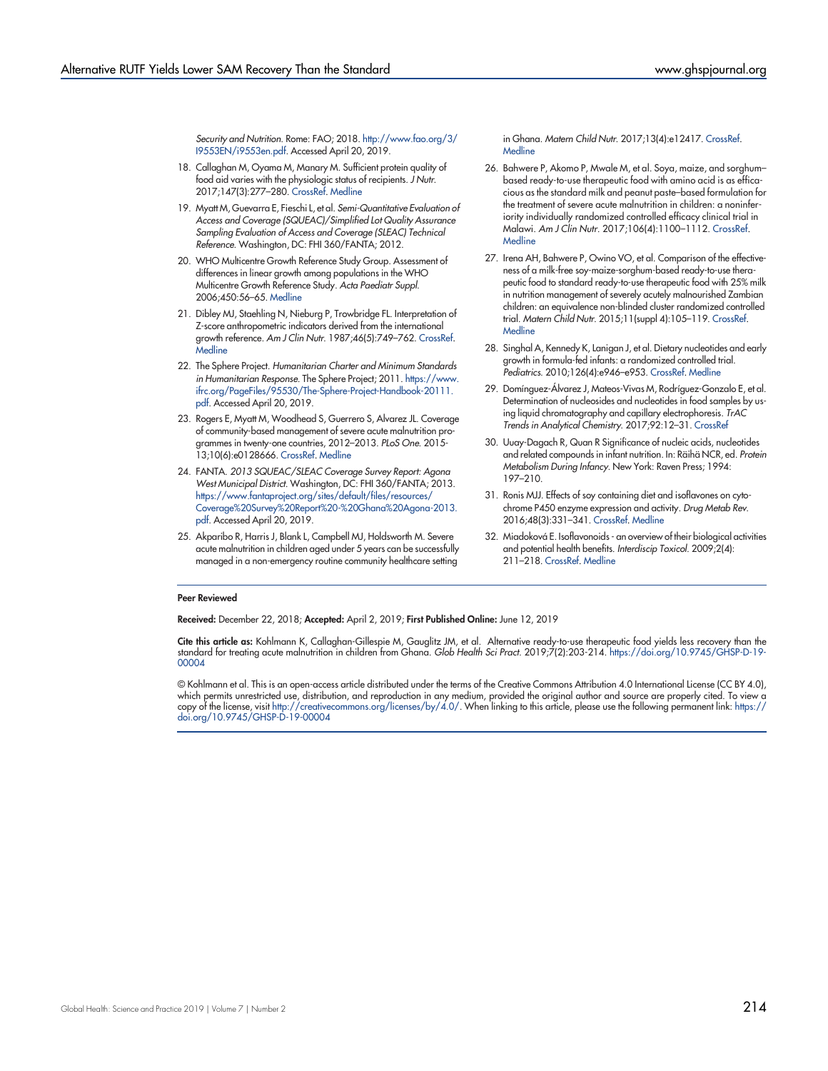*Security and Nutrition*. Rome: FAO; 2018. http://www.fao.org/3/I9553EN/i9553en.pdf. Accessed April 20, 2019.

18. Callaghan M, Oyama M, Manary M. Sufficient protein quality of food aid varies with the physiologic status of recipients. *J Nutr.* 2017;147(3):277–280. CrossRef. Medline
19. Myatt M, Guevarra E, Fieschi L, et al. *Semi-Quantitative Evaluation of Access and Coverage (SQUEAC)/Simplified Lot Quality Assurance Sampling Evaluation of Access and Coverage (SLEAC) Technical Reference*. Washington, DC: FHI 360/FANTA; 2012.
20. WHO Multicentre Growth Reference Study Group. Assessment of differences in linear growth among populations in the WHO Multicentre Growth Reference Study. *Acta Paediatr Suppl.* 2006;450:56–65. Medline
21. Dibley MJ, Staehling N, Nieburg P, Trowbridge FL. Interpretation of Z-score anthropometric indicators derived from the international growth reference. *Am J Clin Nutr.* 1987;46(5):749–762. CrossRef. Medline
22. The Sphere Project. *Humanitarian Charter and Minimum Standards in Humanitarian Response*. The Sphere Project; 2011. https://www.ifrc.org/PageFiles/95530/The-Sphere-Project-Handbook-20111.pdf. Accessed April 20, 2019.
23. Rogers E, Myatt M, Woodhead S, Guerrero S, Alvarez JL. Coverage of community-based management of severe acute malnutrition programmes in twenty-one countries, 2012–2013. *PLoS One.* 2015-13;10(6):e0128666. CrossRef. Medline
24. FANTA. *2013 SQUEAC/SLEAC Coverage Survey Report: Agona West Municipal District*. Washington, DC: FHI 360/FANTA; 2013. https://www.fantaproject.org/sites/default/files/resources/Coverage%20Survey%20Report%20-%20Ghana%20Agona-2013.pdf. Accessed April 20, 2019.
25. Akparibo R, Harris J, Blank L, Campbell MJ, Holdsworth M. Severe acute malnutrition in children aged under 5 years can be successfully managed in a non-emergency routine community healthcare setting in Ghana. *Matern Child Nutr.* 2017;13(4):e12417. CrossRef. Medline
26. Bahwere P, Akomo P, Mwale M, et al. Soya, maize, and sorghum–based ready-to-use therapeutic food with amino acid is as efficacious as the standard milk and peanut paste–based formulation for the treatment of severe acute malnutrition in children: a noninferiority individually randomized controlled efficacy clinical trial in Malawi. *Am J Clin Nutr.* 2017;106(4):1100–1112. CrossRef. Medline
27. Irena AH, Bahwere P, Owino VO, et al. Comparison of the effectiveness of a milk-free soy-maize-sorghum-based ready-to-use therapeutic food to standard ready-to-use therapeutic food with 25% milk in nutrition management of severely acutely malnourished Zambian children: an equivalence non-blinded cluster randomized controlled trial. *Matern Child Nutr.* 2015;11(suppl 4):105–119. CrossRef. Medline
28. Singhal A, Kennedy K, Lanigan J, et al. Dietary nucleotides and early growth in formula-fed infants: a randomized controlled trial. *Pediatrics.* 2010;126(4):e946–e953. CrossRef. Medline
29. Domínguez-Álvarez J, Mateos-Vivas M, Rodríguez-Gonzalo E, et al. Determination of nucleosides and nucleotides in food samples by using liquid chromatography and capillary electrophoresis. *TrAC Trends in Analytical Chemistry.* 2017;92:12–31. CrossRef
30. Uuay-Dagach R, Quan R Significance of nucleic acids, nucleotides and related compounds in infant nutrition. In: Räihä NCR, ed. *Protein Metabolism During Infancy*. New York: Raven Press; 1994: 197–210.
31. Ronis MJJ. Effects of soy containing diet and isoflavones on cytochrome P450 enzyme expression and activity. *Drug Metab Rev.* 2016;48(3):331–341. CrossRef. Medline
32. Miadoková E. Isoflavonoids - an overview of their biological activities and potential health benefits. *Interdiscip Toxicol.* 2009;2(4): 211–218. CrossRef. Medline

---

**Peer Reviewed**

**Received:** December 22, 2018; **Accepted:** April 2, 2019; **First Published Online:** June 12, 2019

**Cite this article as:** Kohlmann K, Callaghan-Gillespie M, Gauglitz JM, et al. Alternative ready-to-use therapeutic food yields less recovery than the standard for treating acute malnutrition in children from Ghana. *Glob Health Sci Pract.* 2019;7(2):203-214. https://doi.org/10.9745/GHSP-D-19-00004

© Kohlmann et al. This is an open-access article distributed under the terms of the Creative Commons Attribution 4.0 International License (CC BY 4.0), which permits unrestricted use, distribution, and reproduction in any medium, provided the original author and source are properly cited. To view a copy of the license, visit http://creativecommons.org/licenses/by/4.0/. When linking to this article, please use the following permanent link: https://doi.org/10.9745/GHSP-D-19-00004